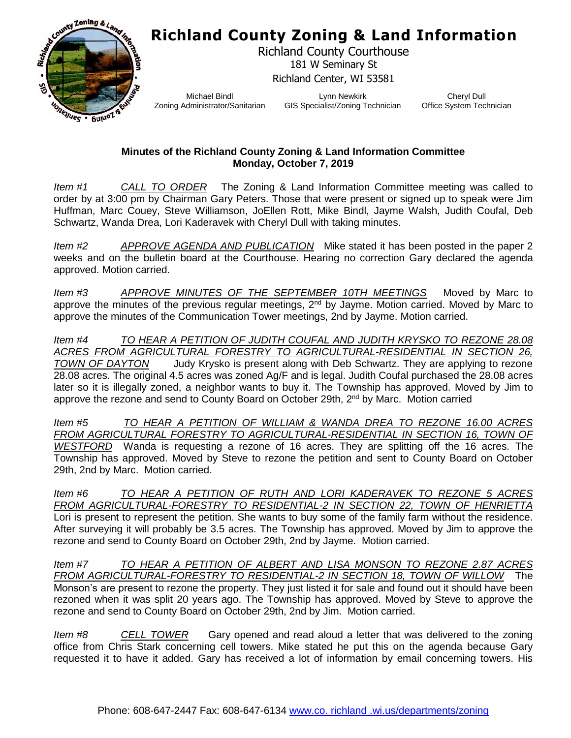# Richland County Zoning & Land Information

Richland County Courthouse
181 W Seminary St
Richland Center, WI 53581

Michael Bindl
Zoning Administrator/Sanitarian

Lynn Newkirk
GIS Specialist/Zoning Technician

Cheryl Dull
Office System Technician

**Minutes of the Richland County Zoning & Land Information Committee**
**Monday, October 7, 2019**

*Item #1* *CALL TO ORDER* The Zoning & Land Information Committee meeting was called to order by at 3:00 pm by Chairman Gary Peters. Those that were present or signed up to speak were Jim Huffman, Marc Couey, Steve Williamson, JoEllen Rott, Mike Bindl, Jayme Walsh, Judith Coufal, Deb Schwartz, Wanda Drea, Lori Kaderavek with Cheryl Dull with taking minutes.

*Item #2* *APPROVE AGENDA AND PUBLICATION* Mike stated it has been posted in the paper 2 weeks and on the bulletin board at the Courthouse. Hearing no correction Gary declared the agenda approved. Motion carried.

*Item #3* *APPROVE MINUTES OF THE SEPTEMBER 10TH MEETINGS* Moved by Marc to approve the minutes of the previous regular meetings, 2nd by Jayme. Motion carried. Moved by Marc to approve the minutes of the Communication Tower meetings, 2nd by Jayme. Motion carried.

*Item #4* *TO HEAR A PETITION OF JUDITH COUFAL AND JUDITH KRYSKO TO REZONE 28.08 ACRES FROM AGRICULTURAL FORESTRY TO AGRICULTURAL-RESIDENTIAL IN SECTION 26, TOWN OF DAYTON* Judy Krysko is present along with Deb Schwartz. They are applying to rezone 28.08 acres. The original 4.5 acres was zoned Ag/F and is legal. Judith Coufal purchased the 28.08 acres later so it is illegally zoned, a neighbor wants to buy it. The Township has approved. Moved by Jim to approve the rezone and send to County Board on October 29th, 2nd by Marc. Motion carried

*Item #5* *TO HEAR A PETITION OF WILLIAM & WANDA DREA TO REZONE 16.00 ACRES FROM AGRICULTURAL FORESTRY TO AGRICULTURAL-RESIDENTIAL IN SECTION 16, TOWN OF WESTFORD* Wanda is requesting a rezone of 16 acres. They are splitting off the 16 acres. The Township has approved. Moved by Steve to rezone the petition and sent to County Board on October 29th, 2nd by Marc. Motion carried.

*Item #6* *TO HEAR A PETITION OF RUTH AND LORI KADERAVEK TO REZONE 5 ACRES FROM AGRICULTURAL-FORESTRY TO RESIDENTIAL-2 IN SECTION 22, TOWN OF HENRIETTA* Lori is present to represent the petition. She wants to buy some of the family farm without the residence. After surveying it will probably be 3.5 acres. The Township has approved. Moved by Jim to approve the rezone and send to County Board on October 29th, 2nd by Jayme. Motion carried.

*Item #7* *TO HEAR A PETITION OF ALBERT AND LISA MONSON TO REZONE 2.87 ACRES FROM AGRICULTURAL-FORESTRY TO RESIDENTIAL-2 IN SECTION 18, TOWN OF WILLOW* The Monson's are present to rezone the property. They just listed it for sale and found out it should have been rezoned when it was split 20 years ago. The Township has approved. Moved by Steve to approve the rezone and send to County Board on October 29th, 2nd by Jim. Motion carried.

*Item #8* *CELL TOWER* Gary opened and read aloud a letter that was delivered to the zoning office from Chris Stark concerning cell towers. Mike stated he put this on the agenda because Gary requested it to have it added. Gary has received a lot of information by email concerning towers. His

Phone: 608-647-2447 Fax: 608-647-6134 www.co. richland .wi.us/departments/zoning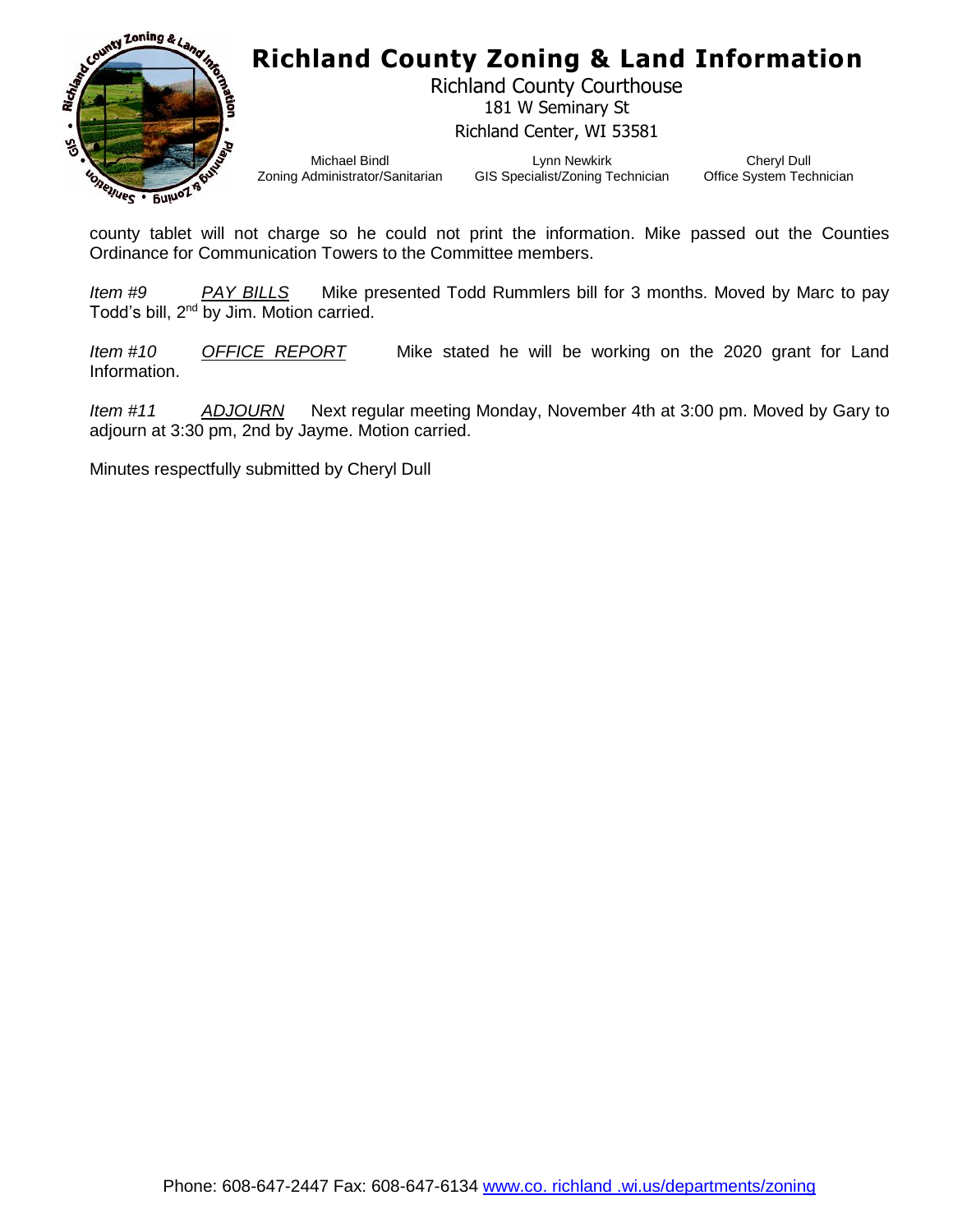county tablet will not charge so he could not print the information. Mike passed out the Counties Ordinance for Communication Towers to the Committee members.

*Item #9* *PAY BILLS* Mike presented Todd Rummlers bill for 3 months. Moved by Marc to pay Todd's bill, 2nd by Jim. Motion carried.

*Item #10* *OFFICE REPORT* Mike stated he will be working on the 2020 grant for Land Information.

*Item #11* *ADJOURN* Next regular meeting Monday, November 4th at 3:00 pm. Moved by Gary to adjourn at 3:30 pm, 2nd by Jayme. Motion carried.

Minutes respectfully submitted by Cheryl Dull